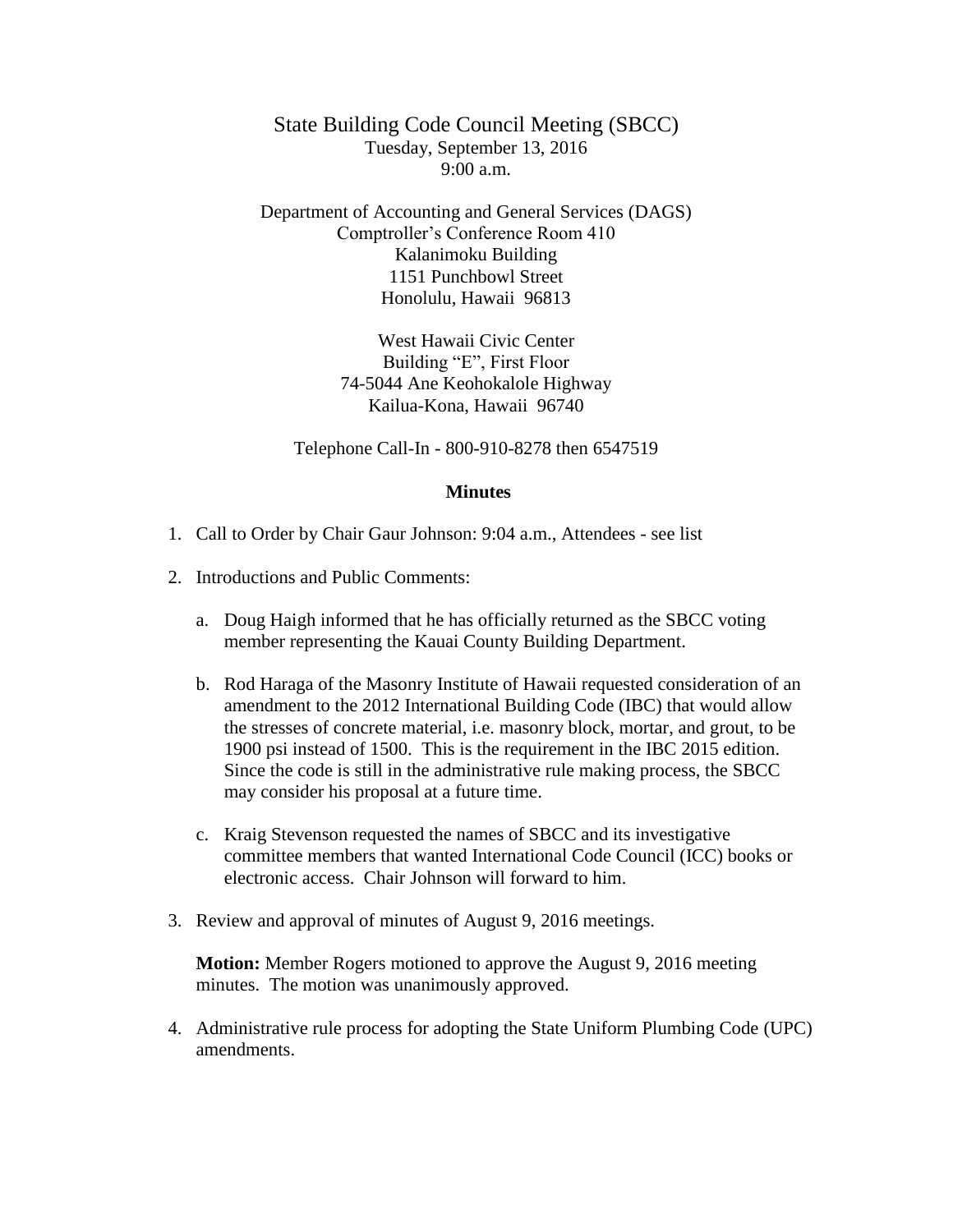State Building Code Council Meeting (SBCC)
Tuesday, September 13, 2016
9:00 a.m.

Department of Accounting and General Services (DAGS)
Comptroller's Conference Room 410
Kalanimoku Building
1151 Punchbowl Street
Honolulu, Hawaii 96813

West Hawaii Civic Center
Building "E", First Floor
74-5044 Ane Keohokalole Highway
Kailua-Kona, Hawaii 96740

Telephone Call-In - 800-910-8278 then 6547519

**Minutes**

1. Call to Order by Chair Gaur Johnson: 9:04 a.m., Attendees - see list

2. Introductions and Public Comments:

   a. Doug Haigh informed that he has officially returned as the SBCC voting member representing the Kauai County Building Department.

   b. Rod Haraga of the Masonry Institute of Hawaii requested consideration of an amendment to the 2012 International Building Code (IBC) that would allow the stresses of concrete material, i.e. masonry block, mortar, and grout, to be 1900 psi instead of 1500. This is the requirement in the IBC 2015 edition. Since the code is still in the administrative rule making process, the SBCC may consider his proposal at a future time.

   c. Kraig Stevenson requested the names of SBCC and its investigative committee members that wanted International Code Council (ICC) books or electronic access. Chair Johnson will forward to him.

3. Review and approval of minutes of August 9, 2016 meetings.

   **Motion:** Member Rogers motioned to approve the August 9, 2016 meeting minutes. The motion was unanimously approved.

4. Administrative rule process for adopting the State Uniform Plumbing Code (UPC) amendments.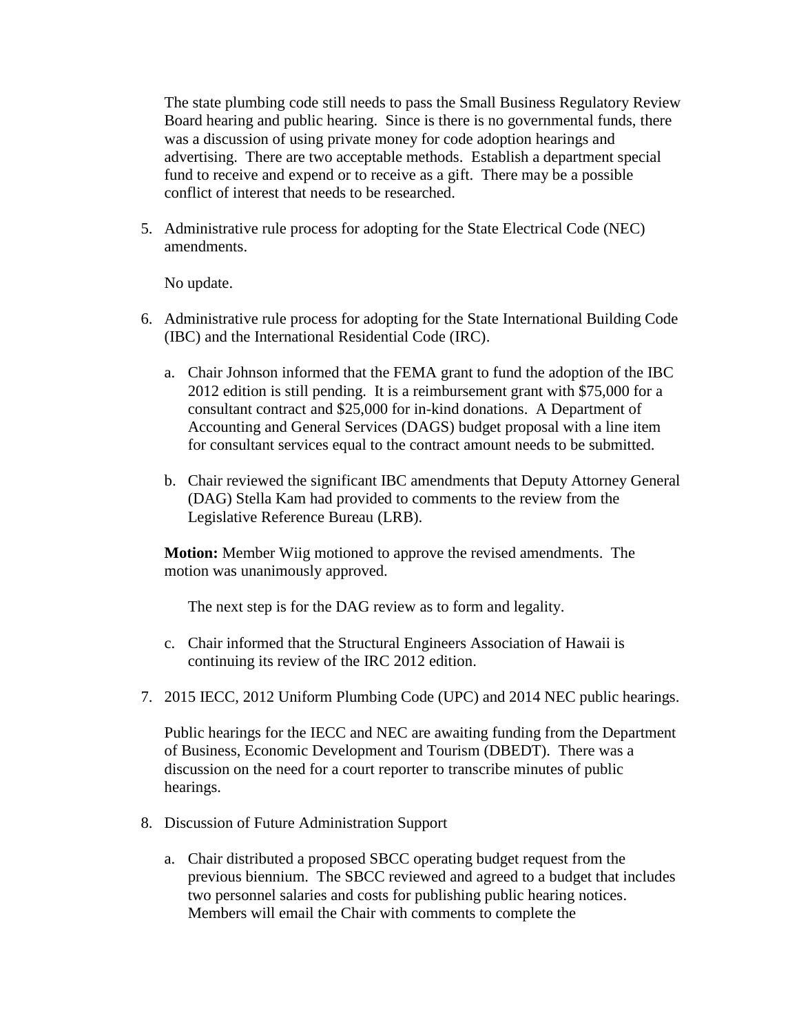The state plumbing code still needs to pass the Small Business Regulatory Review Board hearing and public hearing. Since is there is no governmental funds, there was a discussion of using private money for code adoption hearings and advertising. There are two acceptable methods. Establish a department special fund to receive and expend or to receive as a gift. There may be a possible conflict of interest that needs to be researched.

5. Administrative rule process for adopting for the State Electrical Code (NEC) amendments.

   No update.

6. Administrative rule process for adopting for the State International Building Code (IBC) and the International Residential Code (IRC).

   a. Chair Johnson informed that the FEMA grant to fund the adoption of the IBC 2012 edition is still pending. It is a reimbursement grant with $75,000 for a consultant contract and $25,000 for in-kind donations. A Department of Accounting and General Services (DAGS) budget proposal with a line item for consultant services equal to the contract amount needs to be submitted.

   b. Chair reviewed the significant IBC amendments that Deputy Attorney General (DAG) Stella Kam had provided to comments to the review from the Legislative Reference Bureau (LRB).

   **Motion:** Member Wiig motioned to approve the revised amendments. The motion was unanimously approved.

   The next step is for the DAG review as to form and legality.

   c. Chair informed that the Structural Engineers Association of Hawaii is continuing its review of the IRC 2012 edition.

7. 2015 IECC, 2012 Uniform Plumbing Code (UPC) and 2014 NEC public hearings.

   Public hearings for the IECC and NEC are awaiting funding from the Department of Business, Economic Development and Tourism (DBEDT). There was a discussion on the need for a court reporter to transcribe minutes of public hearings.

8. Discussion of Future Administration Support

   a. Chair distributed a proposed SBCC operating budget request from the previous biennium. The SBCC reviewed and agreed to a budget that includes two personnel salaries and costs for publishing public hearing notices. Members will email the Chair with comments to complete the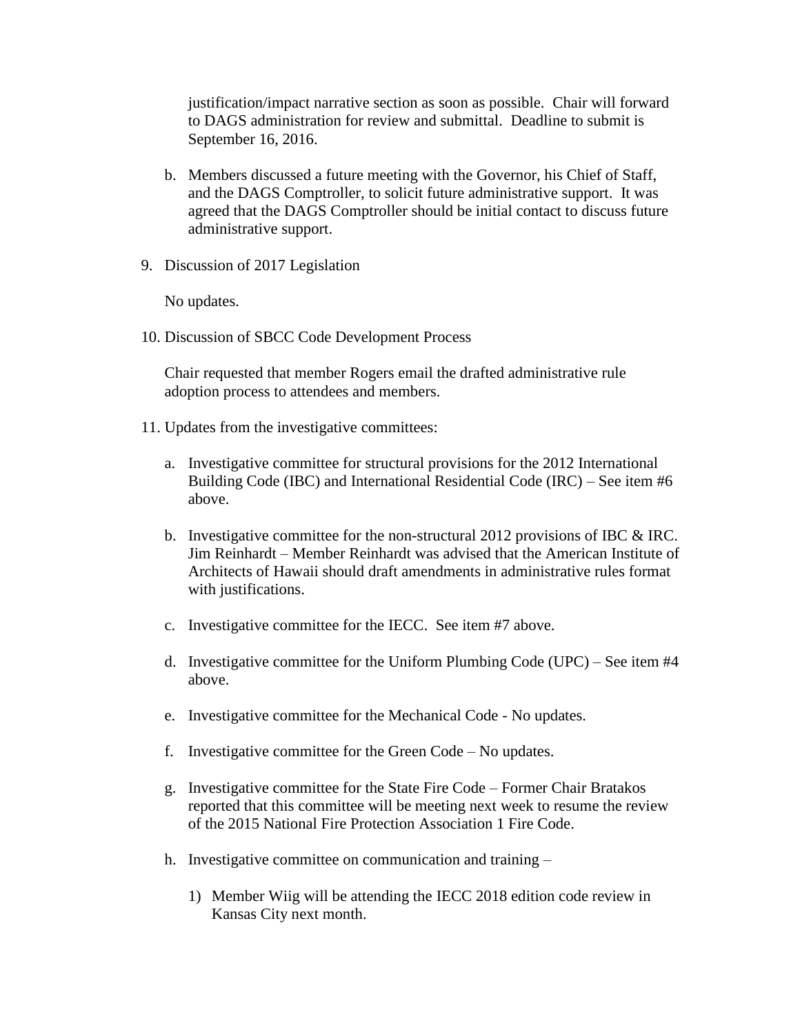justification/impact narrative section as soon as possible. Chair will forward to DAGS administration for review and submittal. Deadline to submit is September 16, 2016.

b. Members discussed a future meeting with the Governor, his Chief of Staff, and the DAGS Comptroller, to solicit future administrative support. It was agreed that the DAGS Comptroller should be initial contact to discuss future administrative support.

9. Discussion of 2017 Legislation

   No updates.

10. Discussion of SBCC Code Development Process

    Chair requested that member Rogers email the drafted administrative rule adoption process to attendees and members.

11. Updates from the investigative committees:

    a. Investigative committee for structural provisions for the 2012 International Building Code (IBC) and International Residential Code (IRC) – See item #6 above.

    b. Investigative committee for the non-structural 2012 provisions of IBC & IRC. Jim Reinhardt – Member Reinhardt was advised that the American Institute of Architects of Hawaii should draft amendments in administrative rules format with justifications.

    c. Investigative committee for the IECC. See item #7 above.

    d. Investigative committee for the Uniform Plumbing Code (UPC) – See item #4 above.

    e. Investigative committee for the Mechanical Code - No updates.

    f. Investigative committee for the Green Code – No updates.

    g. Investigative committee for the State Fire Code – Former Chair Bratakos reported that this committee will be meeting next week to resume the review of the 2015 National Fire Protection Association 1 Fire Code.

    h. Investigative committee on communication and training –

       1) Member Wiig will be attending the IECC 2018 edition code review in Kansas City next month.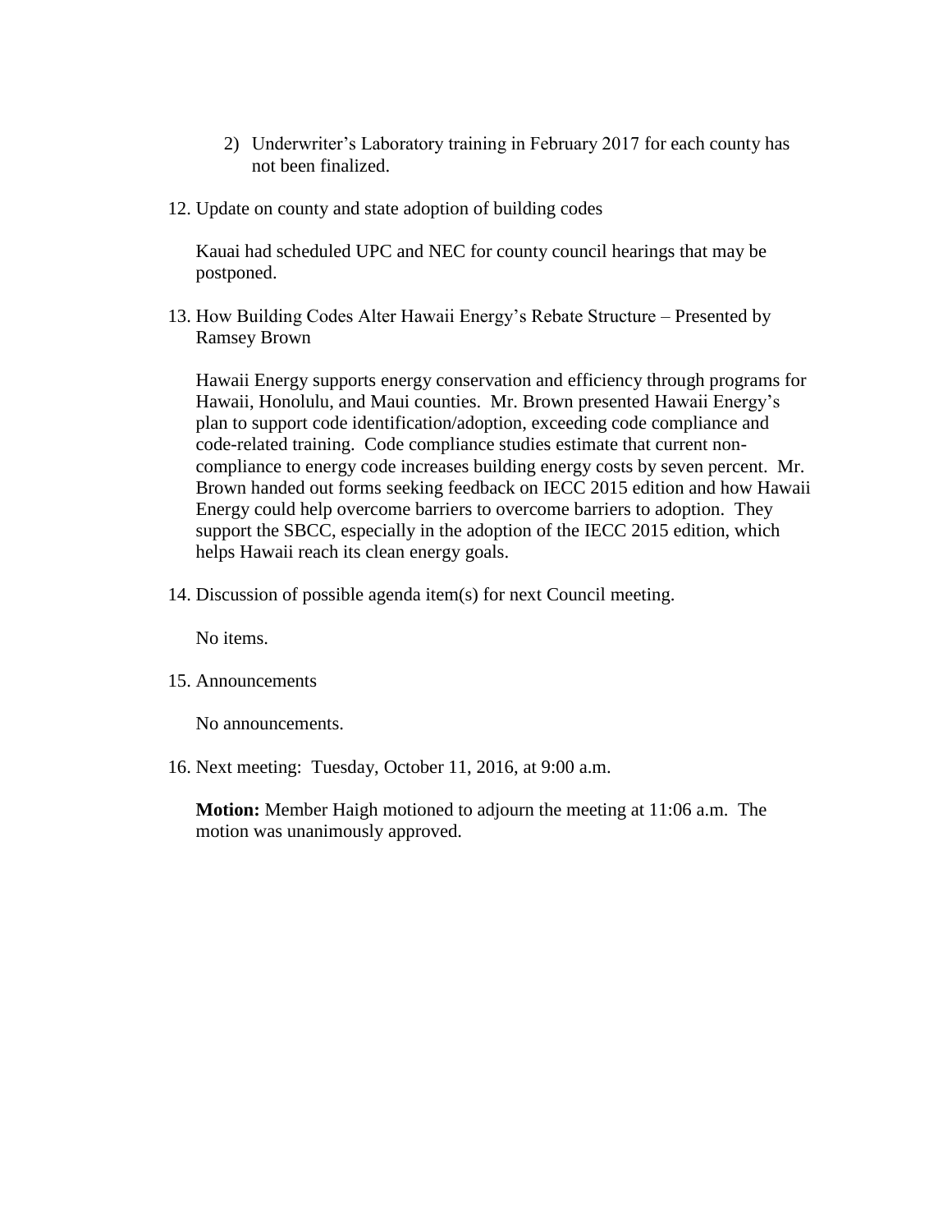2) Underwriter's Laboratory training in February 2017 for each county has not been finalized.

12. Update on county and state adoption of building codes

    Kauai had scheduled UPC and NEC for county council hearings that may be postponed.

13. How Building Codes Alter Hawaii Energy's Rebate Structure – Presented by Ramsey Brown

    Hawaii Energy supports energy conservation and efficiency through programs for Hawaii, Honolulu, and Maui counties. Mr. Brown presented Hawaii Energy's plan to support code identification/adoption, exceeding code compliance and code-related training. Code compliance studies estimate that current non-compliance to energy code increases building energy costs by seven percent. Mr. Brown handed out forms seeking feedback on IECC 2015 edition and how Hawaii Energy could help overcome barriers to overcome barriers to adoption. They support the SBCC, especially in the adoption of the IECC 2015 edition, which helps Hawaii reach its clean energy goals.

14. Discussion of possible agenda item(s) for next Council meeting.

    No items.

15. Announcements

    No announcements.

16. Next meeting: Tuesday, October 11, 2016, at 9:00 a.m.

    **Motion:** Member Haigh motioned to adjourn the meeting at 11:06 a.m. The motion was unanimously approved.